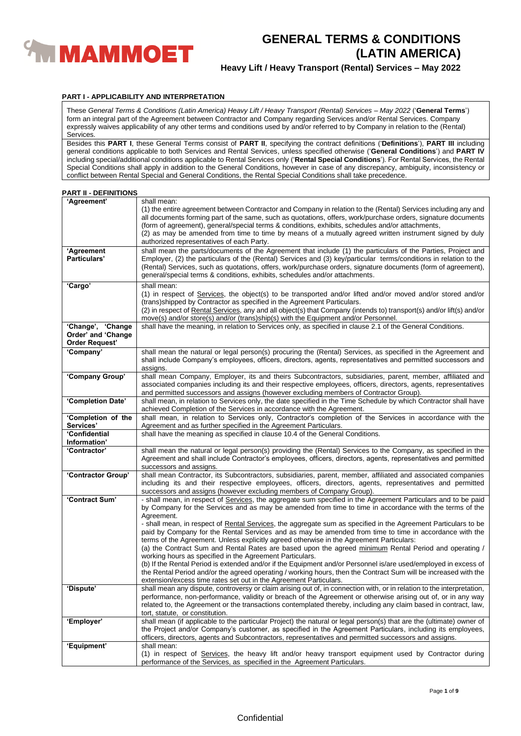# GENERAL TERMS & CONDITIONS (LATIN AMERICA)

## Heavy Lift / Heavy Transport (Rental) Services – May 2022

### PART I - APPLICABILITY AND INTERPRETATION

These *General Terms & Conditions (Latin America) Heavy Lift / Heavy Transport (Rental) Services – May 2022* ('**General Terms**') form an integral part of the Agreement between Contractor and Company regarding Services and/or Rental Services. Company expressly waives applicability of any other terms and conditions used by and/or referred to by Company in relation to the (Rental) Services.

Besides this **PART I**, these General Terms consist of **PART II**, specifying the contract definitions ('**Definitions**'), **PART III** including general conditions applicable to both Services and Rental Services, unless specified otherwise ('**General Conditions**') and **PART IV** including special/additional conditions applicable to Rental Services only ('**Rental Special Conditions**'). For Rental Services, the Rental Special Conditions shall apply in addition to the General Conditions, however in case of any discrepancy, ambiguity, inconsistency or conflict between Rental Special and General Conditions, the Rental Special Conditions shall take precedence.

### PART II - DEFINITIONS

| | |
|---|---|
| **'Agreement'** | shall mean:<br>(1) the entire agreement between Contractor and Company in relation to the (Rental) Services including any and all documents forming part of the same, such as quotations, offers, work/purchase orders, signature documents (form of agreement), general/special terms & conditions, exhibits, schedules and/or attachments,<br>(2) as may be amended from time to time by means of a mutually agreed written instrument signed by duly authorized representatives of each Party. |
| **'Agreement Particulars'** | shall mean the parts/documents of the Agreement that include (1) the particulars of the Parties, Project and Employer, (2) the particulars of the (Rental) Services and (3) key/particular terms/conditions in relation to the (Rental) Services, such as quotations, offers, work/purchase orders, signature documents (form of agreement), general/special terms & conditions, exhibits, schedules and/or attachments. |
| **'Cargo'** | shall mean:<br>(1) in respect of Services, the object(s) to be transported and/or lifted and/or moved and/or stored and/or (trans)shipped by Contractor as specified in the Agreement Particulars.<br>(2) in respect of Rental Services, any and all object(s) that Company (intends to) transport(s) and/or lift(s) and/or move(s) and/or store(s) and/or (trans)ship(s) with the Equipment and/or Personnel. |
| **'Change', 'Change Order' and 'Change Order Request'** | shall have the meaning, in relation to Services only, as specified in clause 2.1 of the General Conditions. |
| **'Company'** | shall mean the natural or legal person(s) procuring the (Rental) Services, as specified in the Agreement and shall include Company's employees, officers, directors, agents, representatives and permitted successors and assigns. |
| **'Company Group'** | shall mean Company, Employer, its and theirs Subcontractors, subsidiaries, parent, member, affiliated and associated companies including its and their respective employees, officers, directors, agents, representatives and permitted successors and assigns (however excluding members of Contractor Group). |
| **'Completion Date'** | shall mean, in relation to Services only, the date specified in the Time Schedule by which Contractor shall have achieved Completion of the Services in accordance with the Agreement. |
| **'Completion of the Services'** | shall mean, in relation to Services only, Contractor's completion of the Services in accordance with the Agreement and as further specified in the Agreement Particulars. |
| **'Confidential Information'** | shall have the meaning as specified in clause 10.4 of the General Conditions. |
| **'Contractor'** | shall mean the natural or legal person(s) providing the (Rental) Services to the Company, as specified in the Agreement and shall include Contractor's employees, officers, directors, agents, representatives and permitted successors and assigns. |
| **'Contractor Group'** | shall mean Contractor, its Subcontractors, subsidiaries, parent, member, affiliated and associated companies including its and their respective employees, officers, directors, agents, representatives and permitted successors and assigns (however excluding members of Company Group). |
| **'Contract Sum'** | - shall mean, in respect of Services, the aggregate sum specified in the Agreement Particulars and to be paid by Company for the Services and as may be amended from time to time in accordance with the terms of the Agreement.<br>- shall mean, in respect of Rental Services, the aggregate sum as specified in the Agreement Particulars to be paid by Company for the Rental Services and as may be amended from time to time in accordance with the terms of the Agreement. Unless explicitly agreed otherwise in the Agreement Particulars:<br>(a) the Contract Sum and Rental Rates are based upon the agreed minimum Rental Period and operating / working hours as specified in the Agreement Particulars.<br>(b) If the Rental Period is extended and/or if the Equipment and/or Personnel is/are used/employed in excess of the Rental Period and/or the agreed operating / working hours, then the Contract Sum will be increased with the extension/excess time rates set out in the Agreement Particulars. |
| **'Dispute'** | shall mean any dispute, controversy or claim arising out of, in connection with, or in relation to the interpretation, performance, non-performance, validity or breach of the Agreement or otherwise arising out of, or in any way related to, the Agreement or the transactions contemplated thereby, including any claim based in contract, law, tort, statute, or constitution. |
| **'Employer'** | shall mean (if applicable to the particular Project) the natural or legal person(s) that are the (ultimate) owner of the Project and/or Company's customer, as specified in the Agreement Particulars, including its employees, officers, directors, agents and Subcontractors, representatives and permitted successors and assigns. |
| **'Equipment'** | shall mean:<br>(1) in respect of Services, the heavy lift and/or heavy transport equipment used by Contractor during performance of the Services, as specified in the Agreement Particulars. |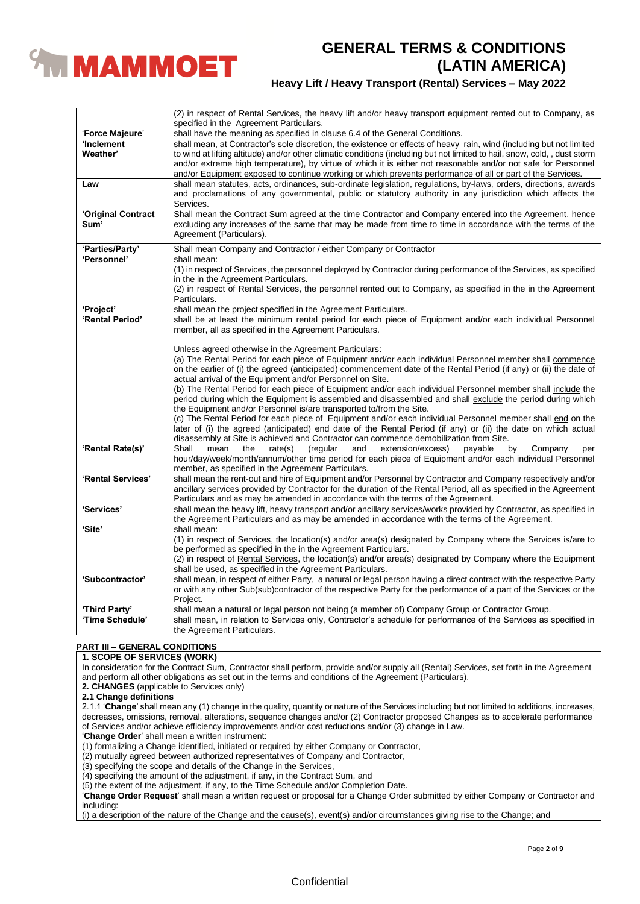| | |
|---|---|
| | (2) in respect of Rental Services, the heavy lift and/or heavy transport equipment rented out to Company, as specified in the Agreement Particulars. |
| 'Force Majeure' | shall have the meaning as specified in clause 6.4 of the General Conditions. |
| **'Inclement Weather'** | shall mean, at Contractor's sole discretion, the existence or effects of heavy rain, wind (including but not limited to wind at lifting altitude) and/or other climatic conditions (including but not limited to hail, snow, cold, , dust storm and/or extreme high temperature), by virtue of which it is either not reasonable and/or not safe for Personnel and/or Equipment exposed to continue working or which prevents performance of all or part of the Services. |
| **Law** | shall mean statutes, acts, ordinances, sub-ordinate legislation, regulations, by-laws, orders, directions, awards and proclamations of any governmental, public or statutory authority in any jurisdiction which affects the Services. |
| **'Original Contract Sum'** | Shall mean the Contract Sum agreed at the time Contractor and Company entered into the Agreement, hence excluding any increases of the same that may be made from time to time in accordance with the terms of the Agreement (Particulars). |
| **'Parties/Party'** | Shall mean Company and Contractor / either Company or Contractor |
| **'Personnel'** | shall mean:<br>(1) in respect of Services, the personnel deployed by Contractor during performance of the Services, as specified in the in the Agreement Particulars.<br>(2) in respect of Rental Services, the personnel rented out to Company, as specified in the in the Agreement Particulars. |
| **'Project'** | shall mean the project specified in the Agreement Particulars. |
| **'Rental Period'** | shall be at least the minimum rental period for each piece of Equipment and/or each individual Personnel member, all as specified in the Agreement Particulars.<br><br>Unless agreed otherwise in the Agreement Particulars:<br>(a) The Rental Period for each piece of Equipment and/or each individual Personnel member shall commence on the earlier of (i) the agreed (anticipated) commencement date of the Rental Period (if any) or (ii) the date of actual arrival of the Equipment and/or Personnel on Site.<br>(b) The Rental Period for each piece of Equipment and/or each individual Personnel member shall include the period during which the Equipment is assembled and disassembled and shall exclude the period during which the Equipment and/or Personnel is/are transported to/from the Site.<br>(c) The Rental Period for each piece of Equipment and/or each individual Personnel member shall end on the later of (i) the agreed (anticipated) end date of the Rental Period (if any) or (ii) the date on which actual disassembly at Site is achieved and Contractor can commence demobilization from Site. |
| **'Rental Rate(s)'** | Shall mean the rate(s) (regular and extension/excess) payable by Company per hour/day/week/month/annum/other time period for each piece of Equipment and/or each individual Personnel member, as specified in the Agreement Particulars. |
| **'Rental Services'** | shall mean the rent-out and hire of Equipment and/or Personnel by Contractor and Company respectively and/or ancillary services provided by Contractor for the duration of the Rental Period, all as specified in the Agreement Particulars and as may be amended in accordance with the terms of the Agreement. |
| **'Services'** | shall mean the heavy lift, heavy transport and/or ancillary services/works provided by Contractor, as specified in the Agreement Particulars and as may be amended in accordance with the terms of the Agreement. |
| **'Site'** | shall mean:<br>(1) in respect of Services, the location(s) and/or area(s) designated by Company where the Services is/are to be performed as specified in the in the Agreement Particulars.<br>(2) in respect of Rental Services, the location(s) and/or area(s) designated by Company where the Equipment shall be used, as specified in the Agreement Particulars. |
| **'Subcontractor'** | shall mean, in respect of either Party, a natural or legal person having a direct contract with the respective Party or with any other Sub(sub)contractor of the respective Party for the performance of a part of the Services or the Project. |
| **'Third Party'** | shall mean a natural or legal person not being (a member of) Company Group or Contractor Group. |
| **'Time Schedule'** | shall mean, in relation to Services only, Contractor's schedule for performance of the Services as specified in the Agreement Particulars. |

## PART III – GENERAL CONDITIONS

### 1. SCOPE OF SERVICES (WORK)

In consideration for the Contract Sum, Contractor shall perform, provide and/or supply all (Rental) Services, set forth in the Agreement and perform all other obligations as set out in the terms and conditions of the Agreement (Particulars).

### 2. CHANGES (applicable to Services only)

**2.1 Change definitions**

2.1.1 '**Change**' shall mean any (1) change in the quality, quantity or nature of the Services including but not limited to additions, increases, decreases, omissions, removal, alterations, sequence changes and/or (2) Contractor proposed Changes as to accelerate performance of Services and/or achieve efficiency improvements and/or cost reductions and/or (3) change in Law.

'**Change Order**' shall mean a written instrument:

(1) formalizing a Change identified, initiated or required by either Company or Contractor,
(2) mutually agreed between authorized representatives of Company and Contractor,
(3) specifying the scope and details of the Change in the Services,
(4) specifying the amount of the adjustment, if any, in the Contract Sum, and
(5) the extent of the adjustment, if any, to the Time Schedule and/or Completion Date.

'**Change Order Request**' shall mean a written request or proposal for a Change Order submitted by either Company or Contractor and including:

(i) a description of the nature of the Change and the cause(s), event(s) and/or circumstances giving rise to the Change; and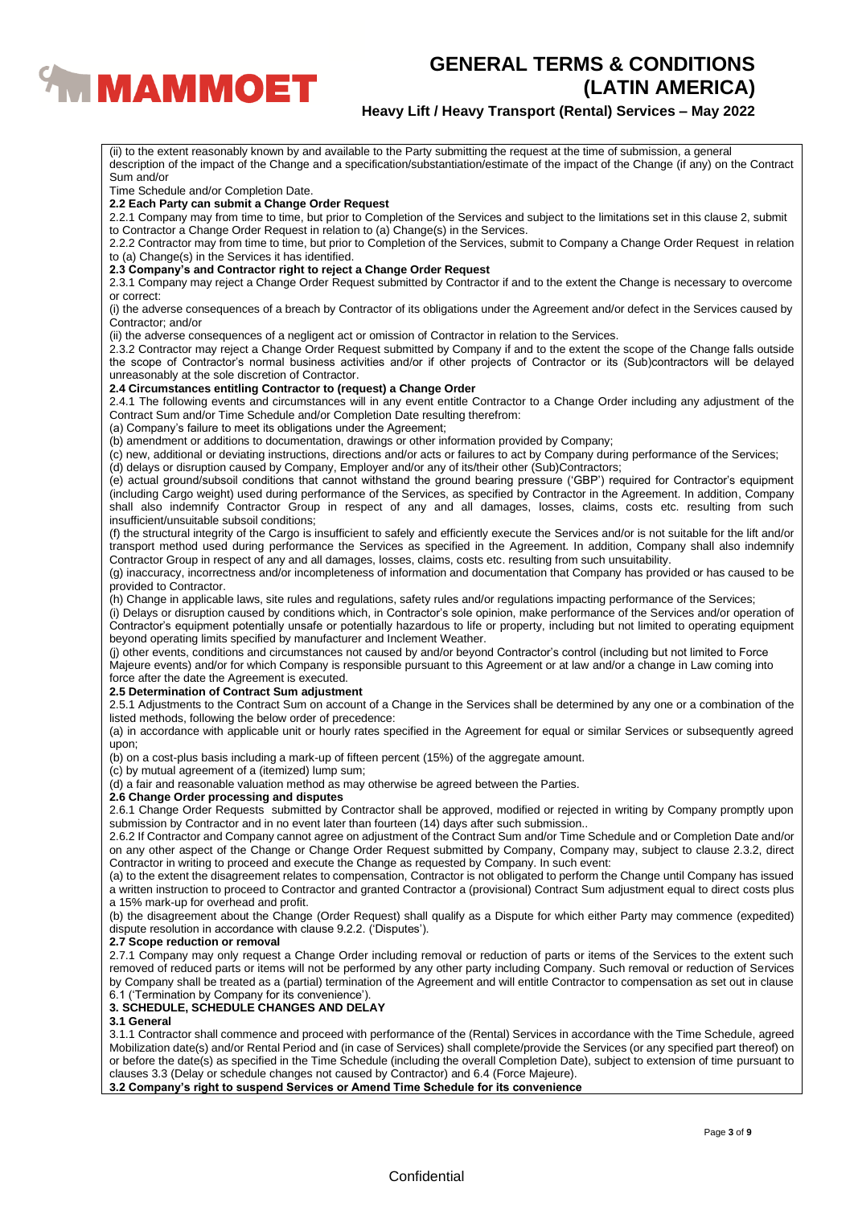(ii) to the extent reasonably known by and available to the Party submitting the request at the time of submission, a general description of the impact of the Change and a specification/substantiation/estimate of the impact of the Change (if any) on the Contract Sum and/or

Time Schedule and/or Completion Date.

**2.2 Each Party can submit a Change Order Request**

2.2.1 Company may from time to time, but prior to Completion of the Services and subject to the limitations set in this clause 2, submit to Contractor a Change Order Request in relation to (a) Change(s) in the Services.

2.2.2 Contractor may from time to time, but prior to Completion of the Services, submit to Company a Change Order Request in relation to (a) Change(s) in the Services it has identified.

**2.3 Company's and Contractor right to reject a Change Order Request**

2.3.1 Company may reject a Change Order Request submitted by Contractor if and to the extent the Change is necessary to overcome or correct:

(i) the adverse consequences of a breach by Contractor of its obligations under the Agreement and/or defect in the Services caused by Contractor; and/or

(ii) the adverse consequences of a negligent act or omission of Contractor in relation to the Services.

2.3.2 Contractor may reject a Change Order Request submitted by Company if and to the extent the scope of the Change falls outside the scope of Contractor's normal business activities and/or if other projects of Contractor or its (Sub)contractors will be delayed unreasonably at the sole discretion of Contractor.

**2.4 Circumstances entitling Contractor to (request) a Change Order**

2.4.1 The following events and circumstances will in any event entitle Contractor to a Change Order including any adjustment of the Contract Sum and/or Time Schedule and/or Completion Date resulting therefrom:

(a) Company's failure to meet its obligations under the Agreement;

(b) amendment or additions to documentation, drawings or other information provided by Company;

(c) new, additional or deviating instructions, directions and/or acts or failures to act by Company during performance of the Services;

(d) delays or disruption caused by Company, Employer and/or any of its/their other (Sub)Contractors;

(e) actual ground/subsoil conditions that cannot withstand the ground bearing pressure ('GBP') required for Contractor's equipment (including Cargo weight) used during performance of the Services, as specified by Contractor in the Agreement. In addition, Company shall also indemnify Contractor Group in respect of any and all damages, losses, claims, costs etc. resulting from such insufficient/unsuitable subsoil conditions;

(f) the structural integrity of the Cargo is insufficient to safely and efficiently execute the Services and/or is not suitable for the lift and/or transport method used during performance the Services as specified in the Agreement. In addition, Company shall also indemnify Contractor Group in respect of any and all damages, losses, claims, costs etc. resulting from such unsuitability.

(g) inaccuracy, incorrectness and/or incompleteness of information and documentation that Company has provided or has caused to be provided to Contractor.

(h) Change in applicable laws, site rules and regulations, safety rules and/or regulations impacting performance of the Services;

(i) Delays or disruption caused by conditions which, in Contractor's sole opinion, make performance of the Services and/or operation of Contractor's equipment potentially unsafe or potentially hazardous to life or property, including but not limited to operating equipment beyond operating limits specified by manufacturer and Inclement Weather.

(j) other events, conditions and circumstances not caused by and/or beyond Contractor's control (including but not limited to Force Majeure events) and/or for which Company is responsible pursuant to this Agreement or at law and/or a change in Law coming into force after the date the Agreement is executed.

**2.5 Determination of Contract Sum adjustment**

2.5.1 Adjustments to the Contract Sum on account of a Change in the Services shall be determined by any one or a combination of the listed methods, following the below order of precedence:

(a) in accordance with applicable unit or hourly rates specified in the Agreement for equal or similar Services or subsequently agreed upon;

(b) on a cost-plus basis including a mark-up of fifteen percent (15%) of the aggregate amount.

(c) by mutual agreement of a (itemized) lump sum;

(d) a fair and reasonable valuation method as may otherwise be agreed between the Parties.

**2.6 Change Order processing and disputes**

2.6.1 Change Order Requests submitted by Contractor shall be approved, modified or rejected in writing by Company promptly upon submission by Contractor and in no event later than fourteen (14) days after such submission..

2.6.2 If Contractor and Company cannot agree on adjustment of the Contract Sum and/or Time Schedule and or Completion Date and/or on any other aspect of the Change or Change Order Request submitted by Company, Company may, subject to clause 2.3.2, direct Contractor in writing to proceed and execute the Change as requested by Company. In such event:

(a) to the extent the disagreement relates to compensation, Contractor is not obligated to perform the Change until Company has issued a written instruction to proceed to Contractor and granted Contractor a (provisional) Contract Sum adjustment equal to direct costs plus a 15% mark-up for overhead and profit.

(b) the disagreement about the Change (Order Request) shall qualify as a Dispute for which either Party may commence (expedited) dispute resolution in accordance with clause 9.2.2. ('Disputes').

**2.7 Scope reduction or removal**

2.7.1 Company may only request a Change Order including removal or reduction of parts or items of the Services to the extent such removed of reduced parts or items will not be performed by any other party including Company. Such removal or reduction of Services by Company shall be treated as a (partial) termination of the Agreement and will entitle Contractor to compensation as set out in clause 6.1 ('Termination by Company for its convenience').

## 3. SCHEDULE, SCHEDULE CHANGES AND DELAY

**3.1 General**

3.1.1 Contractor shall commence and proceed with performance of the (Rental) Services in accordance with the Time Schedule, agreed Mobilization date(s) and/or Rental Period and (in case of Services) shall complete/provide the Services (or any specified part thereof) on or before the date(s) as specified in the Time Schedule (including the overall Completion Date), subject to extension of time pursuant to clauses 3.3 (Delay or schedule changes not caused by Contractor) and 6.4 (Force Majeure).

**3.2 Company's right to suspend Services or Amend Time Schedule for its convenience**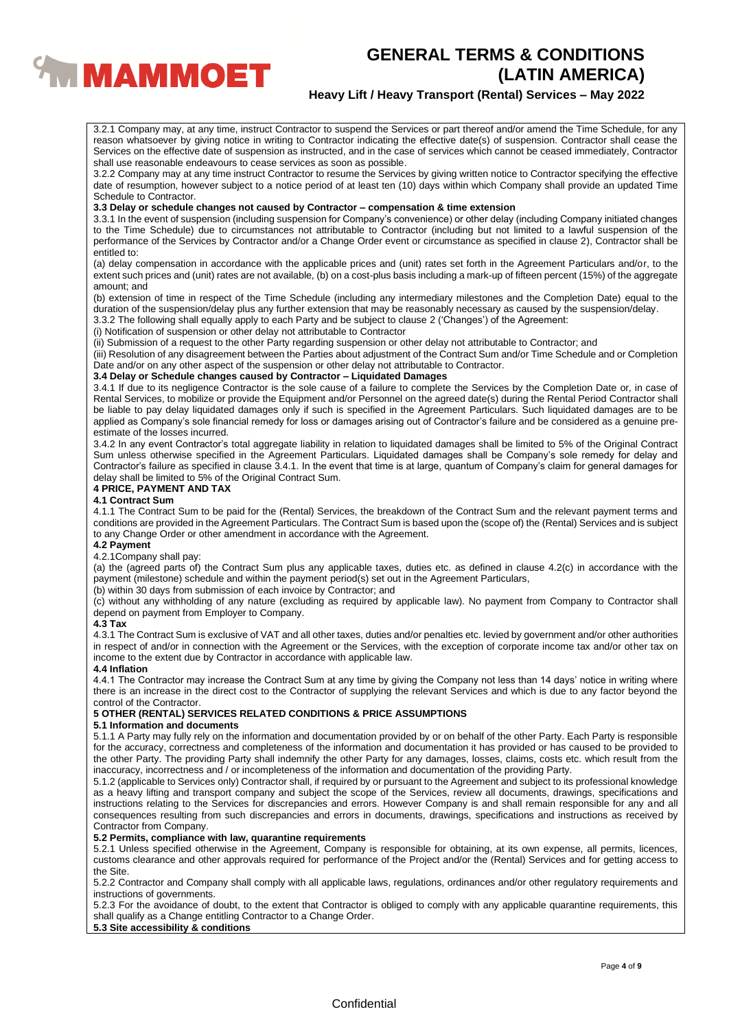3.2.1 Company may, at any time, instruct Contractor to suspend the Services or part thereof and/or amend the Time Schedule, for any reason whatsoever by giving notice in writing to Contractor indicating the effective date(s) of suspension. Contractor shall cease the Services on the effective date of suspension as instructed, and in the case of services which cannot be ceased immediately, Contractor shall use reasonable endeavours to cease services as soon as possible.

3.2.2 Company may at any time instruct Contractor to resume the Services by giving written notice to Contractor specifying the effective date of resumption, however subject to a notice period of at least ten (10) days within which Company shall provide an updated Time Schedule to Contractor.

**3.3 Delay or schedule changes not caused by Contractor – compensation & time extension**

3.3.1 In the event of suspension (including suspension for Company's convenience) or other delay (including Company initiated changes to the Time Schedule) due to circumstances not attributable to Contractor (including but not limited to a lawful suspension of the performance of the Services by Contractor and/or a Change Order event or circumstance as specified in clause 2), Contractor shall be entitled to:

(a) delay compensation in accordance with the applicable prices and (unit) rates set forth in the Agreement Particulars and/or, to the extent such prices and (unit) rates are not available, (b) on a cost-plus basis including a mark-up of fifteen percent (15%) of the aggregate amount; and

(b) extension of time in respect of the Time Schedule (including any intermediary milestones and the Completion Date) equal to the duration of the suspension/delay plus any further extension that may be reasonably necessary as caused by the suspension/delay.

3.3.2 The following shall equally apply to each Party and be subject to clause 2 ('Changes') of the Agreement:

(i) Notification of suspension or other delay not attributable to Contractor

(ii) Submission of a request to the other Party regarding suspension or other delay not attributable to Contractor; and

(iii) Resolution of any disagreement between the Parties about adjustment of the Contract Sum and/or Time Schedule and or Completion Date and/or on any other aspect of the suspension or other delay not attributable to Contractor.

**3.4 Delay or Schedule changes caused by Contractor – Liquidated Damages**

3.4.1 If due to its negligence Contractor is the sole cause of a failure to complete the Services by the Completion Date or, in case of Rental Services, to mobilize or provide the Equipment and/or Personnel on the agreed date(s) during the Rental Period Contractor shall be liable to pay delay liquidated damages only if such is specified in the Agreement Particulars. Such liquidated damages are to be applied as Company's sole financial remedy for loss or damages arising out of Contractor's failure and be considered as a genuine pre-estimate of the losses incurred.

3.4.2 In any event Contractor's total aggregate liability in relation to liquidated damages shall be limited to 5% of the Original Contract Sum unless otherwise specified in the Agreement Particulars. Liquidated damages shall be Company's sole remedy for delay and Contractor's failure as specified in clause 3.4.1. In the event that time is at large, quantum of Company's claim for general damages for delay shall be limited to 5% of the Original Contract Sum.

**4 PRICE, PAYMENT AND TAX**

**4.1 Contract Sum**

4.1.1 The Contract Sum to be paid for the (Rental) Services, the breakdown of the Contract Sum and the relevant payment terms and conditions are provided in the Agreement Particulars. The Contract Sum is based upon the (scope of) the (Rental) Services and is subject to any Change Order or other amendment in accordance with the Agreement.

**4.2 Payment**

4.2.1Company shall pay:

(a) the (agreed parts of) the Contract Sum plus any applicable taxes, duties etc. as defined in clause 4.2(c) in accordance with the payment (milestone) schedule and within the payment period(s) set out in the Agreement Particulars,

(b) within 30 days from submission of each invoice by Contractor; and

(c) without any withholding of any nature (excluding as required by applicable law). No payment from Company to Contractor shall depend on payment from Employer to Company.

**4.3 Tax**

4.3.1 The Contract Sum is exclusive of VAT and all other taxes, duties and/or penalties etc. levied by government and/or other authorities in respect of and/or in connection with the Agreement or the Services, with the exception of corporate income tax and/or other tax on income to the extent due by Contractor in accordance with applicable law.

**4.4 Inflation**

4.4.1 The Contractor may increase the Contract Sum at any time by giving the Company not less than 14 days' notice in writing where there is an increase in the direct cost to the Contractor of supplying the relevant Services and which is due to any factor beyond the control of the Contractor.

**5 OTHER (RENTAL) SERVICES RELATED CONDITIONS & PRICE ASSUMPTIONS**

**5.1 Information and documents**

5.1.1 A Party may fully rely on the information and documentation provided by or on behalf of the other Party. Each Party is responsible for the accuracy, correctness and completeness of the information and documentation it has provided or has caused to be provided to the other Party. The providing Party shall indemnify the other Party for any damages, losses, claims, costs etc. which result from the inaccuracy, incorrectness and / or incompleteness of the information and documentation of the providing Party.

5.1.2 (applicable to Services only) Contractor shall, if required by or pursuant to the Agreement and subject to its professional knowledge as a heavy lifting and transport company and subject the scope of the Services, review all documents, drawings, specifications and instructions relating to the Services for discrepancies and errors. However Company is and shall remain responsible for any and all consequences resulting from such discrepancies and errors in documents, drawings, specifications and instructions as received by Contractor from Company.

**5.2 Permits, compliance with law, quarantine requirements**

5.2.1 Unless specified otherwise in the Agreement, Company is responsible for obtaining, at its own expense, all permits, licences, customs clearance and other approvals required for performance of the Project and/or the (Rental) Services and for getting access to the Site.

5.2.2 Contractor and Company shall comply with all applicable laws, regulations, ordinances and/or other regulatory requirements and instructions of governments.

5.2.3 For the avoidance of doubt, to the extent that Contractor is obliged to comply with any applicable quarantine requirements, this shall qualify as a Change entitling Contractor to a Change Order.

**5.3 Site accessibility & conditions**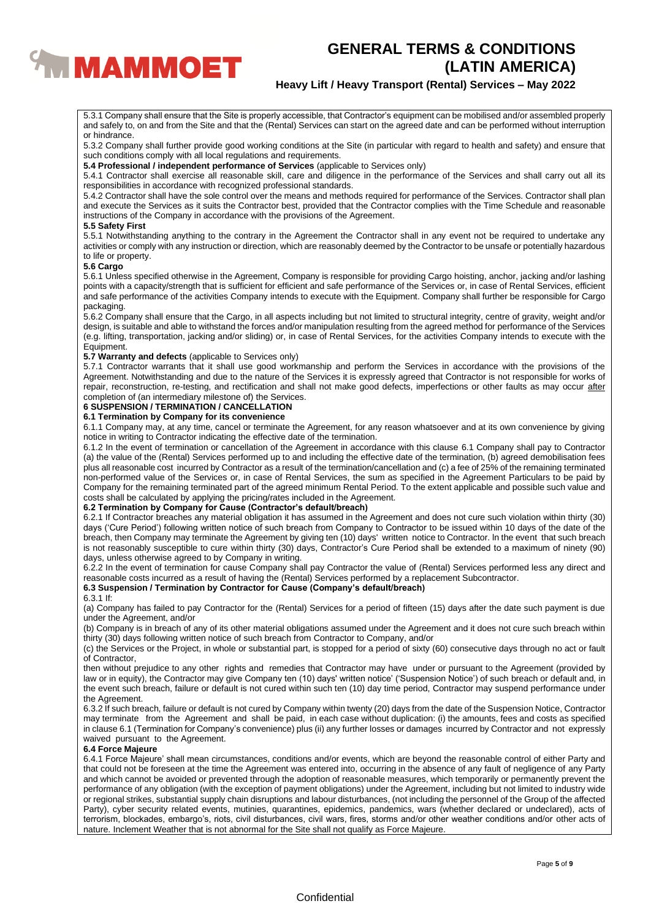5.3.1 Company shall ensure that the Site is properly accessible, that Contractor's equipment can be mobilised and/or assembled properly and safely to, on and from the Site and that the (Rental) Services can start on the agreed date and can be performed without interruption or hindrance.

5.3.2 Company shall further provide good working conditions at the Site (in particular with regard to health and safety) and ensure that such conditions comply with all local regulations and requirements.

**5.4 Professional / independent performance of Services** (applicable to Services only)

5.4.1 Contractor shall exercise all reasonable skill, care and diligence in the performance of the Services and shall carry out all its responsibilities in accordance with recognized professional standards.

5.4.2 Contractor shall have the sole control over the means and methods required for performance of the Services. Contractor shall plan and execute the Services as it suits the Contractor best, provided that the Contractor complies with the Time Schedule and reasonable instructions of the Company in accordance with the provisions of the Agreement.

**5.5 Safety First**

5.5.1 Notwithstanding anything to the contrary in the Agreement the Contractor shall in any event not be required to undertake any activities or comply with any instruction or direction, which are reasonably deemed by the Contractor to be unsafe or potentially hazardous to life or property.

**5.6 Cargo**

5.6.1 Unless specified otherwise in the Agreement, Company is responsible for providing Cargo hoisting, anchor, jacking and/or lashing points with a capacity/strength that is sufficient for efficient and safe performance of the Services or, in case of Rental Services, efficient and safe performance of the activities Company intends to execute with the Equipment. Company shall further be responsible for Cargo packaging.

5.6.2 Company shall ensure that the Cargo, in all aspects including but not limited to structural integrity, centre of gravity, weight and/or design, is suitable and able to withstand the forces and/or manipulation resulting from the agreed method for performance of the Services (e.g. lifting, transportation, jacking and/or sliding) or, in case of Rental Services, for the activities Company intends to execute with the Equipment.

**5.7 Warranty and defects** (applicable to Services only)

5.7.1 Contractor warrants that it shall use good workmanship and perform the Services in accordance with the provisions of the Agreement. Notwithstanding and due to the nature of the Services it is expressly agreed that Contractor is not responsible for works of repair, reconstruction, re-testing, and rectification and shall not make good defects, imperfections or other faults as may occur after completion of (an intermediary milestone of) the Services.

**6 SUSPENSION / TERMINATION / CANCELLATION**

**6.1 Termination by Company for its convenience**

6.1.1 Company may, at any time, cancel or terminate the Agreement, for any reason whatsoever and at its own convenience by giving notice in writing to Contractor indicating the effective date of the termination.

6.1.2 In the event of termination or cancellation of the Agreement in accordance with this clause 6.1 Company shall pay to Contractor (a) the value of the (Rental) Services performed up to and including the effective date of the termination, (b) agreed demobilisation fees plus all reasonable cost incurred by Contractor as a result of the termination/cancellation and (c) a fee of 25% of the remaining terminated non-performed value of the Services or, in case of Rental Services, the sum as specified in the Agreement Particulars to be paid by Company for the remaining terminated part of the agreed minimum Rental Period. To the extent applicable and possible such value and costs shall be calculated by applying the pricing/rates included in the Agreement.

**6.2 Termination by Company for Cause (Contractor's default/breach)**

6.2.1 If Contractor breaches any material obligation it has assumed in the Agreement and does not cure such violation within thirty (30) days ('Cure Period') following written notice of such breach from Company to Contractor to be issued within 10 days of the date of the breach, then Company may terminate the Agreement by giving ten (10) days' written notice to Contractor. In the event that such breach is not reasonably susceptible to cure within thirty (30) days, Contractor's Cure Period shall be extended to a maximum of ninety (90) days, unless otherwise agreed to by Company in writing.

6.2.2 In the event of termination for cause Company shall pay Contractor the value of (Rental) Services performed less any direct and reasonable costs incurred as a result of having the (Rental) Services performed by a replacement Subcontractor.

**6.3 Suspension / Termination by Contractor for Cause (Company's default/breach)**

6.3.1 If:

(a) Company has failed to pay Contractor for the (Rental) Services for a period of fifteen (15) days after the date such payment is due under the Agreement, and/or

(b) Company is in breach of any of its other material obligations assumed under the Agreement and it does not cure such breach within thirty (30) days following written notice of such breach from Contractor to Company, and/or

(c) the Services or the Project, in whole or substantial part, is stopped for a period of sixty (60) consecutive days through no act or fault of Contractor,

then without prejudice to any other rights and remedies that Contractor may have under or pursuant to the Agreement (provided by law or in equity), the Contractor may give Company ten (10) days' written notice' ('Suspension Notice') of such breach or default and, in the event such breach, failure or default is not cured within such ten (10) day time period, Contractor may suspend performance under the Agreement.

6.3.2 If such breach, failure or default is not cured by Company within twenty (20) days from the date of the Suspension Notice, Contractor may terminate from the Agreement and shall be paid, in each case without duplication: (i) the amounts, fees and costs as specified in clause 6.1 (Termination for Company's convenience) plus (ii) any further losses or damages incurred by Contractor and not expressly waived pursuant to the Agreement.

**6.4 Force Majeure**

6.4.1 Force Majeure' shall mean circumstances, conditions and/or events, which are beyond the reasonable control of either Party and that could not be foreseen at the time the Agreement was entered into, occurring in the absence of any fault of negligence of any Party and which cannot be avoided or prevented through the adoption of reasonable measures, which temporarily or permanently prevent the performance of any obligation (with the exception of payment obligations) under the Agreement, including but not limited to industry wide or regional strikes, substantial supply chain disruptions and labour disturbances, (not including the personnel of the Group of the affected Party), cyber security related events, mutinies, quarantines, epidemics, pandemics, wars (whether declared or undeclared), acts of terrorism, blockades, embargo's, riots, civil disturbances, civil wars, fires, storms and/or other weather conditions and/or other acts of nature. Inclement Weather that is not abnormal for the Site shall not qualify as Force Majeure.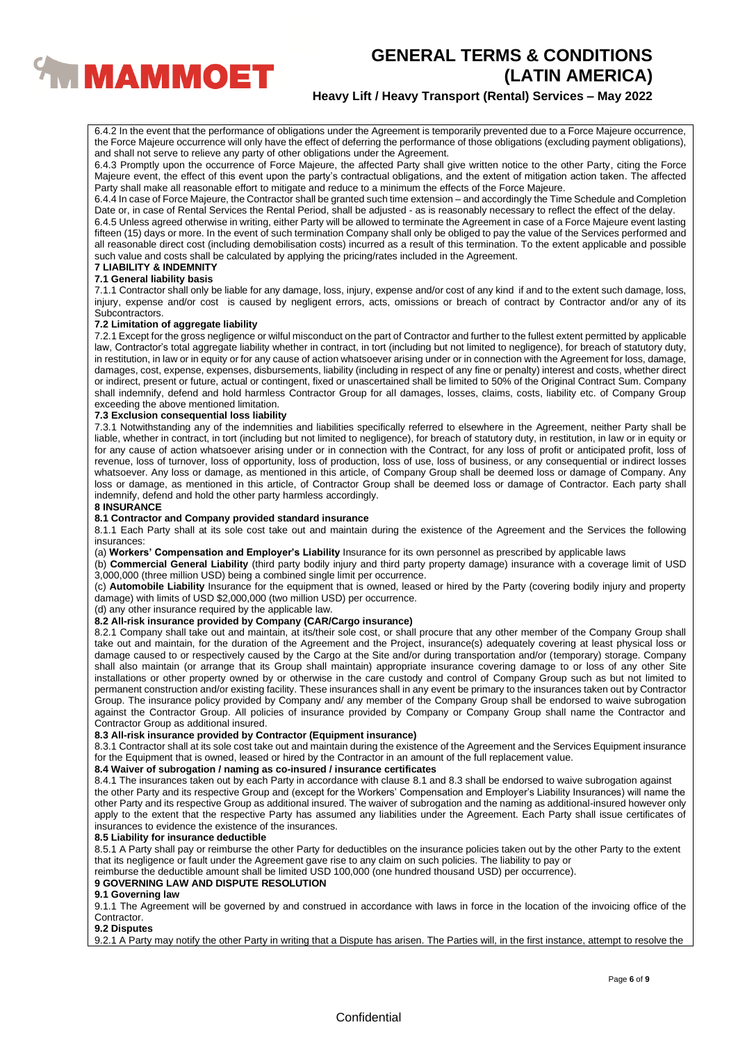6.4.2 In the event that the performance of obligations under the Agreement is temporarily prevented due to a Force Majeure occurrence, the Force Majeure occurrence will only have the effect of deferring the performance of those obligations (excluding payment obligations), and shall not serve to relieve any party of other obligations under the Agreement.

6.4.3 Promptly upon the occurrence of Force Majeure, the affected Party shall give written notice to the other Party, citing the Force Majeure event, the effect of this event upon the party's contractual obligations, and the extent of mitigation action taken. The affected Party shall make all reasonable effort to mitigate and reduce to a minimum the effects of the Force Majeure.

6.4.4 In case of Force Majeure, the Contractor shall be granted such time extension – and accordingly the Time Schedule and Completion Date or, in case of Rental Services the Rental Period, shall be adjusted - as is reasonably necessary to reflect the effect of the delay.

6.4.5 Unless agreed otherwise in writing, either Party will be allowed to terminate the Agreement in case of a Force Majeure event lasting fifteen (15) days or more. In the event of such termination Company shall only be obliged to pay the value of the Services performed and all reasonable direct cost (including demobilisation costs) incurred as a result of this termination. To the extent applicable and possible such value and costs shall be calculated by applying the pricing/rates included in the Agreement.

## 7 LIABILITY & INDEMNITY

### 7.1 General liability basis

7.1.1 Contractor shall only be liable for any damage, loss, injury, expense and/or cost of any kind if and to the extent such damage, loss, injury, expense and/or cost is caused by negligent errors, acts, omissions or breach of contract by Contractor and/or any of its Subcontractors.

### 7.2 Limitation of aggregate liability

7.2.1 Except for the gross negligence or wilful misconduct on the part of Contractor and further to the fullest extent permitted by applicable law, Contractor's total aggregate liability whether in contract, in tort (including but not limited to negligence), for breach of statutory duty, in restitution, in law or in equity or for any cause of action whatsoever arising under or in connection with the Agreement for loss, damage, damages, cost, expense, expenses, disbursements, liability (including in respect of any fine or penalty) interest and costs, whether direct or indirect, present or future, actual or contingent, fixed or unascertained shall be limited to 50% of the Original Contract Sum. Company shall indemnify, defend and hold harmless Contractor Group for all damages, losses, claims, costs, liability etc. of Company Group exceeding the above mentioned limitation.

### 7.3 Exclusion consequential loss liability

7.3.1 Notwithstanding any of the indemnities and liabilities specifically referred to elsewhere in the Agreement, neither Party shall be liable, whether in contract, in tort (including but not limited to negligence), for breach of statutory duty, in restitution, in law or in equity or for any cause of action whatsoever arising under or in connection with the Contract, for any loss of profit or anticipated profit, loss of revenue, loss of turnover, loss of opportunity, loss of production, loss of use, loss of business, or any consequential or indirect losses whatsoever. Any loss or damage, as mentioned in this article, of Company Group shall be deemed loss or damage of Company. Any loss or damage, as mentioned in this article, of Contractor Group shall be deemed loss or damage of Contractor. Each party shall indemnify, defend and hold the other party harmless accordingly.

## 8 INSURANCE

### 8.1 Contractor and Company provided standard insurance

8.1.1 Each Party shall at its sole cost take out and maintain during the existence of the Agreement and the Services the following insurances:

(a) **Workers' Compensation and Employer's Liability** Insurance for its own personnel as prescribed by applicable laws

(b) **Commercial General Liability** (third party bodily injury and third party property damage) insurance with a coverage limit of USD 3,000,000 (three million USD) being a combined single limit per occurrence.

(c) **Automobile Liability** Insurance for the equipment that is owned, leased or hired by the Party (covering bodily injury and property damage) with limits of USD $2,000,000 (two million USD) per occurrence.

(d) any other insurance required by the applicable law.

### 8.2 All-risk insurance provided by Company (CAR/Cargo insurance)

8.2.1 Company shall take out and maintain, at its/their sole cost, or shall procure that any other member of the Company Group shall take out and maintain, for the duration of the Agreement and the Project, insurance(s) adequately covering at least physical loss or damage caused to or respectively caused by the Cargo at the Site and/or during transportation and/or (temporary) storage. Company shall also maintain (or arrange that its Group shall maintain) appropriate insurance covering damage to or loss of any other Site installations or other property owned by or otherwise in the care custody and control of Company Group such as but not limited to permanent construction and/or existing facility. These insurances shall in any event be primary to the insurances taken out by Contractor Group. The insurance policy provided by Company and/ any member of the Company Group shall be endorsed to waive subrogation against the Contractor Group. All policies of insurance provided by Company or Company Group shall name the Contractor and Contractor Group as additional insured.

### 8.3 All-risk insurance provided by Contractor (Equipment insurance)

8.3.1 Contractor shall at its sole cost take out and maintain during the existence of the Agreement and the Services Equipment insurance for the Equipment that is owned, leased or hired by the Contractor in an amount of the full replacement value.

### 8.4 Waiver of subrogation / naming as co-insured / insurance certificates

8.4.1 The insurances taken out by each Party in accordance with clause 8.1 and 8.3 shall be endorsed to waive subrogation against the other Party and its respective Group and (except for the Workers' Compensation and Employer's Liability Insurances) will name the other Party and its respective Group as additional insured. The waiver of subrogation and the naming as additional-insured however only apply to the extent that the respective Party has assumed any liabilities under the Agreement. Each Party shall issue certificates of insurances to evidence the existence of the insurances.

### 8.5 Liability for insurance deductible

8.5.1 A Party shall pay or reimburse the other Party for deductibles on the insurance policies taken out by the other Party to the extent that its negligence or fault under the Agreement gave rise to any claim on such policies. The liability to pay or reimburse the deductible amount shall be limited USD 100,000 (one hundred thousand USD) per occurrence).

## 9 GOVERNING LAW AND DISPUTE RESOLUTION

### 9.1 Governing law

9.1.1 The Agreement will be governed by and construed in accordance with laws in force in the location of the invoicing office of the Contractor.

### 9.2 Disputes

9.2.1 A Party may notify the other Party in writing that a Dispute has arisen. The Parties will, in the first instance, attempt to resolve the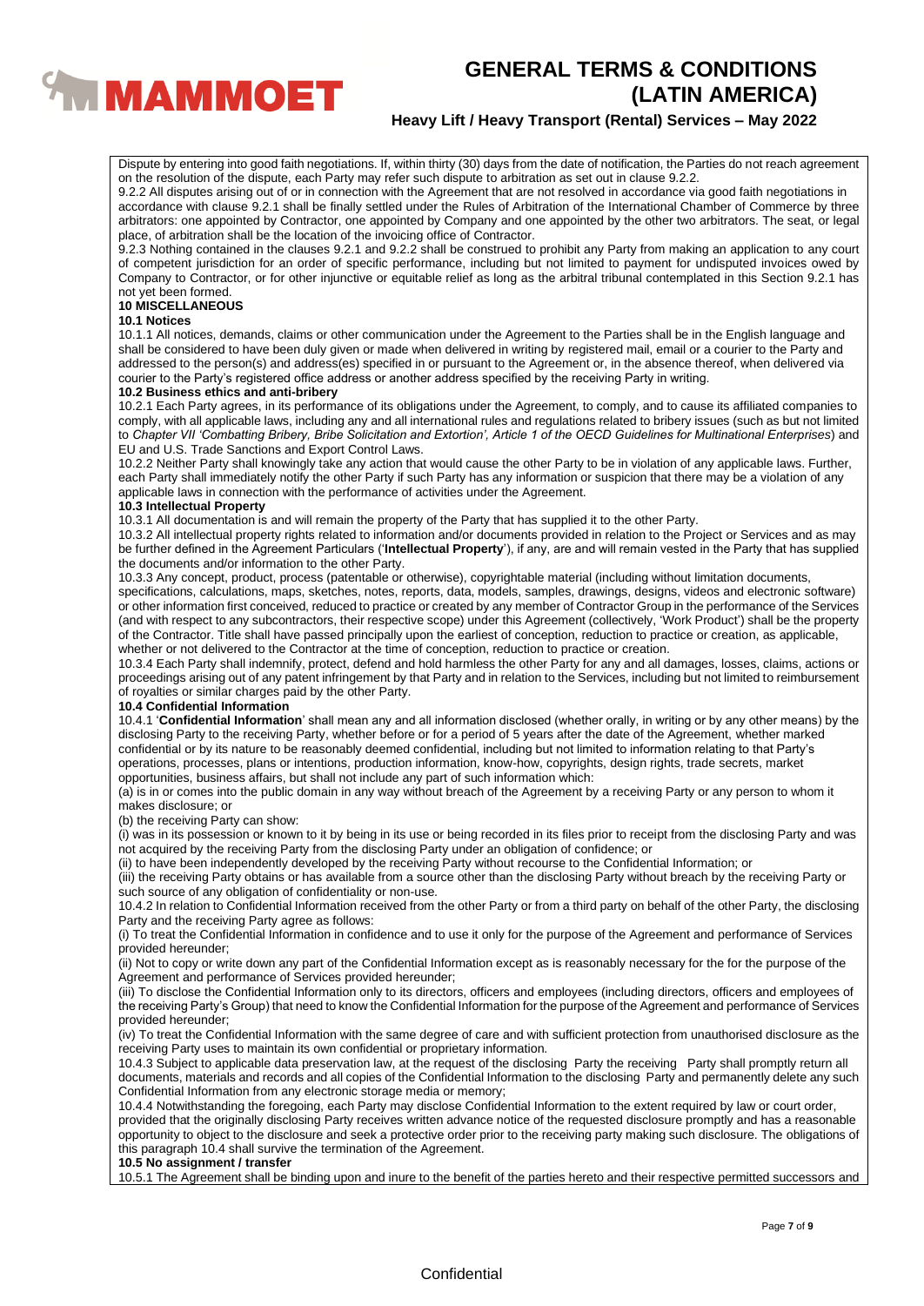Dispute by entering into good faith negotiations. If, within thirty (30) days from the date of notification, the Parties do not reach agreement on the resolution of the dispute, each Party may refer such dispute to arbitration as set out in clause 9.2.2.

9.2.2 All disputes arising out of or in connection with the Agreement that are not resolved in accordance via good faith negotiations in accordance with clause 9.2.1 shall be finally settled under the Rules of Arbitration of the International Chamber of Commerce by three arbitrators: one appointed by Contractor, one appointed by Company and one appointed by the other two arbitrators. The seat, or legal place, of arbitration shall be the location of the invoicing office of Contractor.

9.2.3 Nothing contained in the clauses 9.2.1 and 9.2.2 shall be construed to prohibit any Party from making an application to any court of competent jurisdiction for an order of specific performance, including but not limited to payment for undisputed invoices owed by Company to Contractor, or for other injunctive or equitable relief as long as the arbitral tribunal contemplated in this Section 9.2.1 has not yet been formed.

## 10 MISCELLANEOUS

### 10.1 Notices

10.1.1 All notices, demands, claims or other communication under the Agreement to the Parties shall be in the English language and shall be considered to have been duly given or made when delivered in writing by registered mail, email or a courier to the Party and addressed to the person(s) and address(es) specified in or pursuant to the Agreement or, in the absence thereof, when delivered via courier to the Party's registered office address or another address specified by the receiving Party in writing.

### 10.2 Business ethics and anti-bribery

10.2.1 Each Party agrees, in its performance of its obligations under the Agreement, to comply, and to cause its affiliated companies to comply, with all applicable laws, including any and all international rules and regulations related to bribery issues (such as but not limited to *Chapter VII 'Combatting Bribery, Bribe Solicitation and Extortion', Article 1 of the OECD Guidelines for Multinational Enterprises*) and EU and U.S. Trade Sanctions and Export Control Laws.

10.2.2 Neither Party shall knowingly take any action that would cause the other Party to be in violation of any applicable laws. Further, each Party shall immediately notify the other Party if such Party has any information or suspicion that there may be a violation of any applicable laws in connection with the performance of activities under the Agreement.

### 10.3 Intellectual Property

10.3.1 All documentation is and will remain the property of the Party that has supplied it to the other Party.

10.3.2 All intellectual property rights related to information and/or documents provided in relation to the Project or Services and as may be further defined in the Agreement Particulars ('**Intellectual Property**'), if any, are and will remain vested in the Party that has supplied the documents and/or information to the other Party.

10.3.3 Any concept, product, process (patentable or otherwise), copyrightable material (including without limitation documents, specifications, calculations, maps, sketches, notes, reports, data, models, samples, drawings, designs, videos and electronic software) or other information first conceived, reduced to practice or created by any member of Contractor Group in the performance of the Services (and with respect to any subcontractors, their respective scope) under this Agreement (collectively, 'Work Product') shall be the property of the Contractor. Title shall have passed principally upon the earliest of conception, reduction to practice or creation, as applicable, whether or not delivered to the Contractor at the time of conception, reduction to practice or creation.

10.3.4 Each Party shall indemnify, protect, defend and hold harmless the other Party for any and all damages, losses, claims, actions or proceedings arising out of any patent infringement by that Party and in relation to the Services, including but not limited to reimbursement of royalties or similar charges paid by the other Party.

### 10.4 Confidential Information

10.4.1 '**Confidential Information**' shall mean any and all information disclosed (whether orally, in writing or by any other means) by the disclosing Party to the receiving Party, whether before or for a period of 5 years after the date of the Agreement, whether marked confidential or by its nature to be reasonably deemed confidential, including but not limited to information relating to that Party's operations, processes, plans or intentions, production information, know-how, copyrights, design rights, trade secrets, market opportunities, business affairs, but shall not include any part of such information which:

(a) is in or comes into the public domain in any way without breach of the Agreement by a receiving Party or any person to whom it makes disclosure; or

(b) the receiving Party can show:

(i) was in its possession or known to it by being in its use or being recorded in its files prior to receipt from the disclosing Party and was not acquired by the receiving Party from the disclosing Party under an obligation of confidence; or

(ii) to have been independently developed by the receiving Party without recourse to the Confidential Information; or

(iii) the receiving Party obtains or has available from a source other than the disclosing Party without breach by the receiving Party or such source of any obligation of confidentiality or non-use.

10.4.2 In relation to Confidential Information received from the other Party or from a third party on behalf of the other Party, the disclosing Party and the receiving Party agree as follows:

(i) To treat the Confidential Information in confidence and to use it only for the purpose of the Agreement and performance of Services provided hereunder;

(ii) Not to copy or write down any part of the Confidential Information except as is reasonably necessary for the for the purpose of the Agreement and performance of Services provided hereunder;

(iii) To disclose the Confidential Information only to its directors, officers and employees (including directors, officers and employees of the receiving Party's Group) that need to know the Confidential Information for the purpose of the Agreement and performance of Services provided hereunder;

(iv) To treat the Confidential Information with the same degree of care and with sufficient protection from unauthorised disclosure as the receiving Party uses to maintain its own confidential or proprietary information.

10.4.3 Subject to applicable data preservation law, at the request of the disclosing Party the receiving Party shall promptly return all documents, materials and records and all copies of the Confidential Information to the disclosing Party and permanently delete any such Confidential Information from any electronic storage media or memory;

10.4.4 Notwithstanding the foregoing, each Party may disclose Confidential Information to the extent required by law or court order, provided that the originally disclosing Party receives written advance notice of the requested disclosure promptly and has a reasonable opportunity to object to the disclosure and seek a protective order prior to the receiving party making such disclosure. The obligations of this paragraph 10.4 shall survive the termination of the Agreement.

### 10.5 No assignment / transfer

10.5.1 The Agreement shall be binding upon and inure to the benefit of the parties hereto and their respective permitted successors and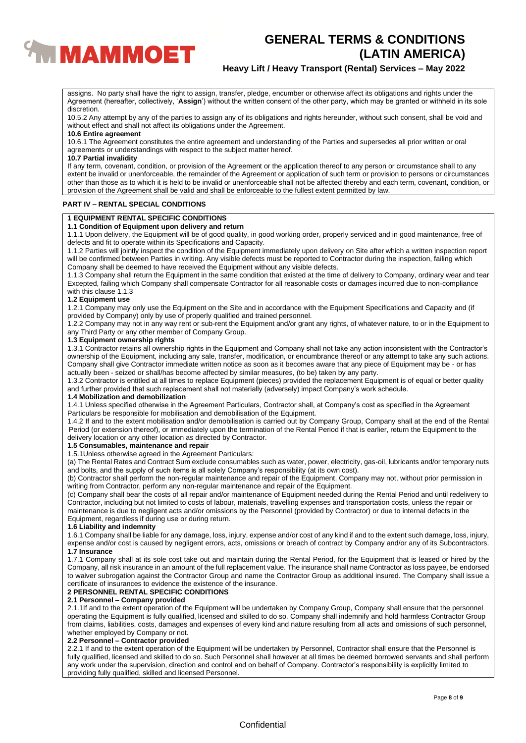assigns. No party shall have the right to assign, transfer, pledge, encumber or otherwise affect its obligations and rights under the Agreement (hereafter, collectively, '**Assign**') without the written consent of the other party, which may be granted or withheld in its sole discretion.

10.5.2 Any attempt by any of the parties to assign any of its obligations and rights hereunder, without such consent, shall be void and without effect and shall not affect its obligations under the Agreement.

**10.6 Entire agreement**

10.6.1 The Agreement constitutes the entire agreement and understanding of the Parties and supersedes all prior written or oral agreements or understandings with respect to the subject matter hereof.

**10.7 Partial invalidity**

If any term, covenant, condition, or provision of the Agreement or the application thereof to any person or circumstance shall to any extent be invalid or unenforceable, the remainder of the Agreement or application of such term or provision to persons or circumstances other than those as to which it is held to be invalid or unenforceable shall not be affected thereby and each term, covenant, condition, or provision of the Agreement shall be valid and shall be enforceable to the fullest extent permitted by law.

## PART IV – RENTAL SPECIAL CONDITIONS

### 1 EQUIPMENT RENTAL SPECIFIC CONDITIONS

**1.1 Condition of Equipment upon delivery and return**

1.1.1 Upon delivery, the Equipment will be of good quality, in good working order, properly serviced and in good maintenance, free of defects and fit to operate within its Specifications and Capacity.

1.1.2 Parties will jointly inspect the condition of the Equipment immediately upon delivery on Site after which a written inspection report will be confirmed between Parties in writing. Any visible defects must be reported to Contractor during the inspection, failing which Company shall be deemed to have received the Equipment without any visible defects.

1.1.3 Company shall return the Equipment in the same condition that existed at the time of delivery to Company, ordinary wear and tear Excepted, failing which Company shall compensate Contractor for all reasonable costs or damages incurred due to non-compliance with this clause 1.1.3

**1.2 Equipment use**

1.2.1 Company may only use the Equipment on the Site and in accordance with the Equipment Specifications and Capacity and (if provided by Company) only by use of properly qualified and trained personnel.

1.2.2 Company may not in any way rent or sub-rent the Equipment and/or grant any rights, of whatever nature, to or in the Equipment to any Third Party or any other member of Company Group.

**1.3 Equipment ownership rights**

1.3.1 Contractor retains all ownership rights in the Equipment and Company shall not take any action inconsistent with the Contractor's ownership of the Equipment, including any sale, transfer, modification, or encumbrance thereof or any attempt to take any such actions. Company shall give Contractor immediate written notice as soon as it becomes aware that any piece of Equipment may be - or has actually been - seized or shall/has become affected by similar measures, (to be) taken by any party.

1.3.2 Contractor is entitled at all times to replace Equipment (pieces) provided the replacement Equipment is of equal or better quality and further provided that such replacement shall not materially (adversely) impact Company's work schedule.

**1.4 Mobilization and demobilization**

1.4.1 Unless specified otherwise in the Agreement Particulars, Contractor shall, at Company's cost as specified in the Agreement Particulars be responsible for mobilisation and demobilisation of the Equipment.

1.4.2 If and to the extent mobilisation and/or demobilisation is carried out by Company Group, Company shall at the end of the Rental Period (or extension thereof), or immediately upon the termination of the Rental Period if that is earlier, return the Equipment to the delivery location or any other location as directed by Contractor.

**1.5 Consumables, maintenance and repair**

1.5.1Unless otherwise agreed in the Agreement Particulars:

(a) The Rental Rates and Contract Sum exclude consumables such as water, power, electricity, gas-oil, lubricants and/or temporary nuts and bolts, and the supply of such items is all solely Company's responsibility (at its own cost).

(b) Contractor shall perform the non-regular maintenance and repair of the Equipment. Company may not, without prior permission in writing from Contractor, perform any non-regular maintenance and repair of the Equipment.

(c) Company shall bear the costs of all repair and/or maintenance of Equipment needed during the Rental Period and until redelivery to Contractor, including but not limited to costs of labour, materials, travelling expenses and transportation costs, unless the repair or maintenance is due to negligent acts and/or omissions by the Personnel (provided by Contractor) or due to internal defects in the Equipment, regardless if during use or during return.

**1.6 Liability and indemnity**

1.6.1 Company shall be liable for any damage, loss, injury, expense and/or cost of any kind if and to the extent such damage, loss, injury, expense and/or cost is caused by negligent errors, acts, omissions or breach of contract by Company and/or any of its Subcontractors.

**1.7 Insurance**

1.7.1 Company shall at its sole cost take out and maintain during the Rental Period, for the Equipment that is leased or hired by the Company, all risk insurance in an amount of the full replacement value. The insurance shall name Contractor as loss payee, be endorsed to waiver subrogation against the Contractor Group and name the Contractor Group as additional insured. The Company shall issue a certificate of insurances to evidence the existence of the insurance.

### 2 PERSONNEL RENTAL SPECIFIC CONDITIONS

**2.1 Personnel – Company provided**

2.1.1If and to the extent operation of the Equipment will be undertaken by Company Group, Company shall ensure that the personnel operating the Equipment is fully qualified, licensed and skilled to do so. Company shall indemnify and hold harmless Contractor Group from claims, liabilities, costs, damages and expenses of every kind and nature resulting from all acts and omissions of such personnel, whether employed by Company or not.

**2.2 Personnel – Contractor provided**

2.2.1 If and to the extent operation of the Equipment will be undertaken by Personnel, Contractor shall ensure that the Personnel is fully qualified, licensed and skilled to do so. Such Personnel shall however at all times be deemed borrowed servants and shall perform any work under the supervision, direction and control and on behalf of Company. Contractor's responsibility is explicitly limited to providing fully qualified, skilled and licensed Personnel.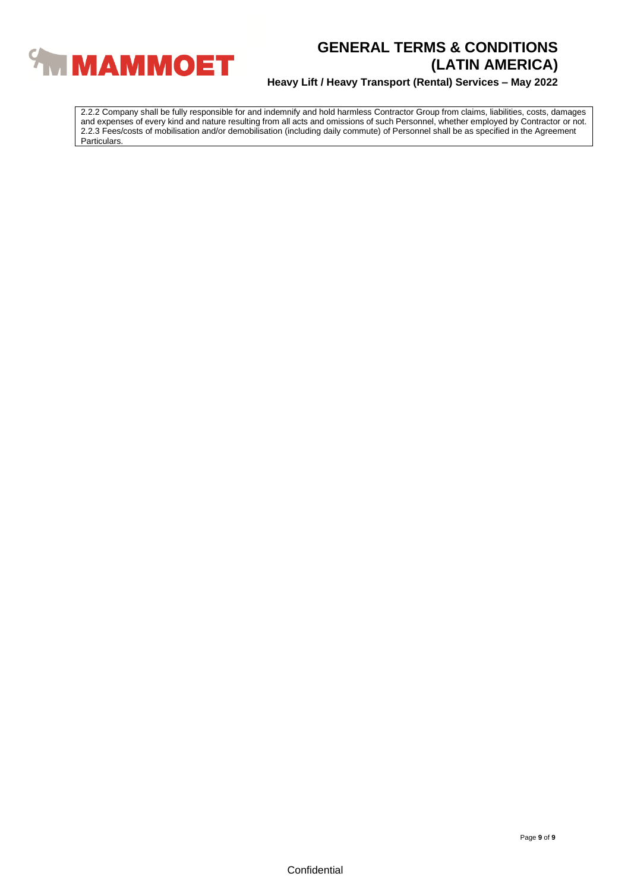2.2.2 Company shall be fully responsible for and indemnify and hold harmless Contractor Group from claims, liabilities, costs, damages and expenses of every kind and nature resulting from all acts and omissions of such Personnel, whether employed by Contractor or not.
2.2.3 Fees/costs of mobilisation and/or demobilisation (including daily commute) of Personnel shall be as specified in the Agreement Particulars.